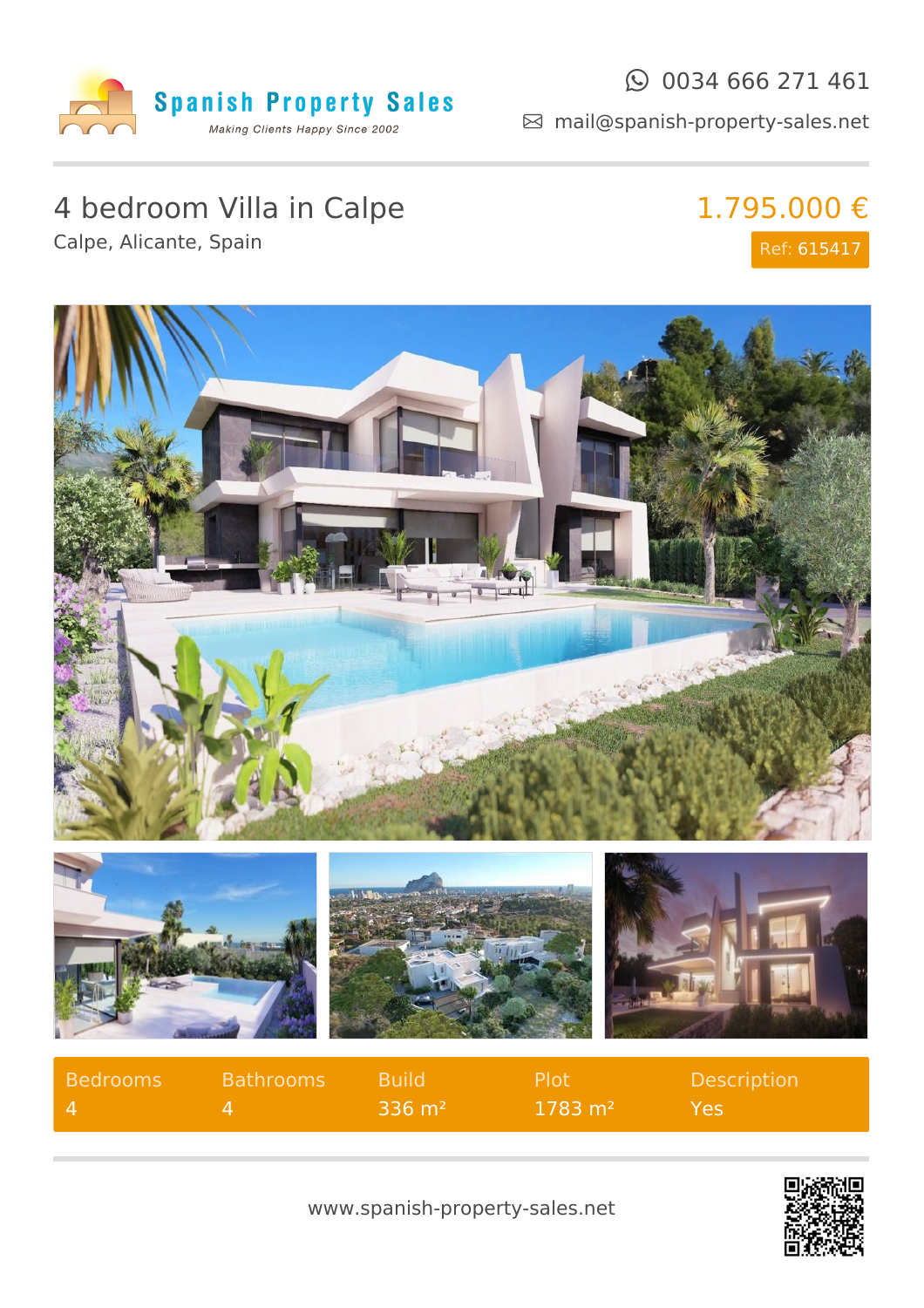Spanish Property Sales

*Making Clients Happy Since 2002*

0034 666 271 461

mail@spanish-property-sales.net

# 4 bedroom Villa in Calpe

Calpe, Alicante, Spain

**1.795.000 €**

Ref: 615417

| Bedrooms | Bathrooms | Build | Plot | Description |
|---|---|---|---|---|
| 4 | 4 | 336 m² | 1783 m² | Yes |

www.spanish-property-sales.net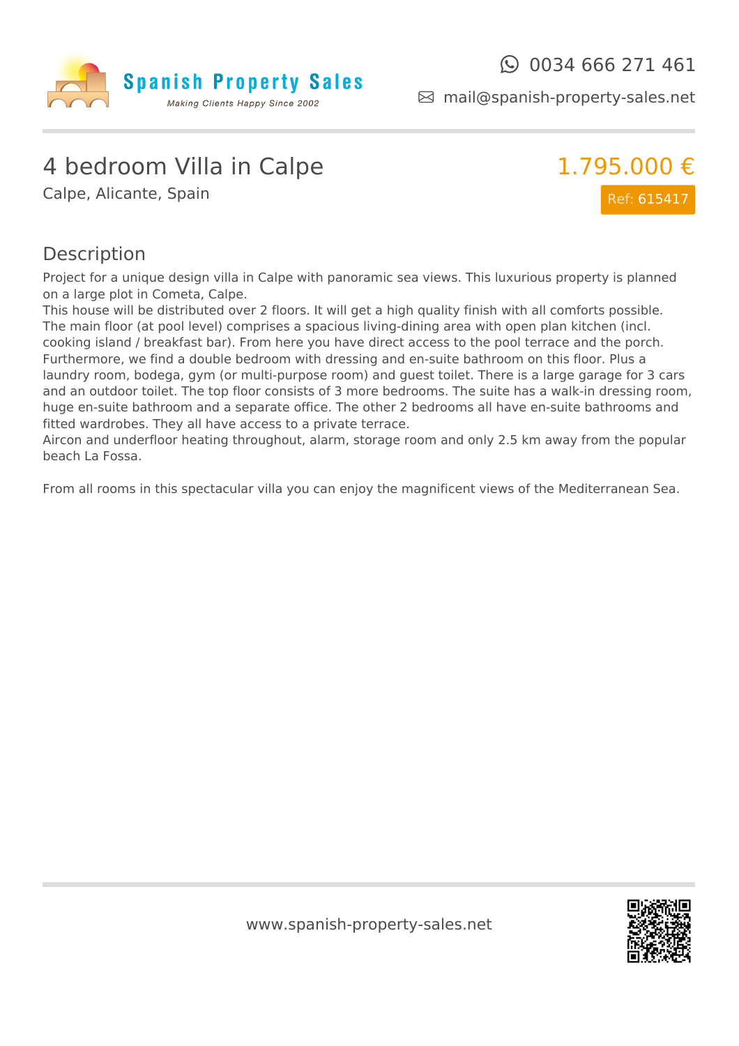Spanish Property Sales

*Making Clients Happy Since 2002*

0034 666 271 461

mail@spanish-property-sales.net

# 4 bedroom Villa in Calpe

Calpe, Alicante, Spain

1.795.000 €

Ref: 615417

## Description

Project for a unique design villa in Calpe with panoramic sea views. This luxurious property is planned on a large plot in Cometa, Calpe.
This house will be distributed over 2 floors. It will get a high quality finish with all comforts possible. The main floor (at pool level) comprises a spacious living-dining area with open plan kitchen (incl. cooking island / breakfast bar). From here you have direct access to the pool terrace and the porch. Furthermore, we find a double bedroom with dressing and en-suite bathroom on this floor. Plus a laundry room, bodega, gym (or multi-purpose room) and guest toilet. There is a large garage for 3 cars and an outdoor toilet. The top floor consists of 3 more bedrooms. The suite has a walk-in dressing room, huge en-suite bathroom and a separate office. The other 2 bedrooms all have en-suite bathrooms and fitted wardrobes. They all have access to a private terrace.
Aircon and underfloor heating throughout, alarm, storage room and only 2.5 km away from the popular beach La Fossa.

From all rooms in this spectacular villa you can enjoy the magnificent views of the Mediterranean Sea.

www.spanish-property-sales.net